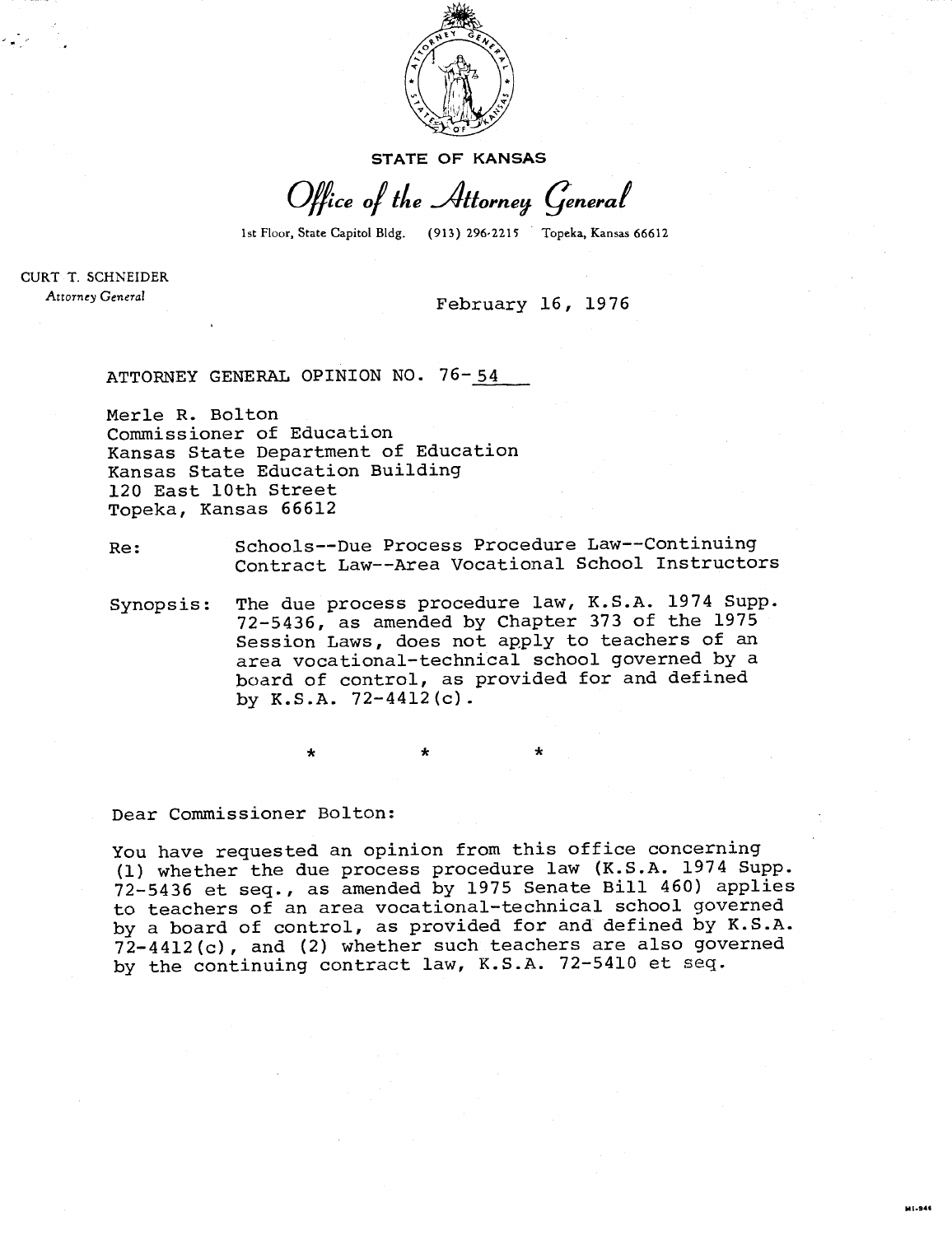STATE OF KANSAS

*Office of the Attorney General*

1st Floor, State Capitol Bldg. (913) 296-2215 Topeka, Kansas 66612

CURT T. SCHNEIDER
*Attorney General*

February 16, 1976

ATTORNEY GENERAL OPINION NO. 76-54

Merle R. Bolton
Commissioner of Education
Kansas State Department of Education
Kansas State Education Building
120 East 10th Street
Topeka, Kansas 66612

Re: Schools--Due Process Procedure Law--Continuing Contract Law--Area Vocational School Instructors

Synopsis: The due process procedure law, K.S.A. 1974 Supp. 72-5436, as amended by Chapter 373 of the 1975 Session Laws, does not apply to teachers of an area vocational-technical school governed by a board of control, as provided for and defined by K.S.A. 72-4412(c).

\* \* \*

Dear Commissioner Bolton:

You have requested an opinion from this office concerning (1) whether the due process procedure law (K.S.A. 1974 Supp. 72-5436 et seq., as amended by 1975 Senate Bill 460) applies to teachers of an area vocational-technical school governed by a board of control, as provided for and defined by K.S.A. 72-4412(c), and (2) whether such teachers are also governed by the continuing contract law, K.S.A. 72-5410 et seq.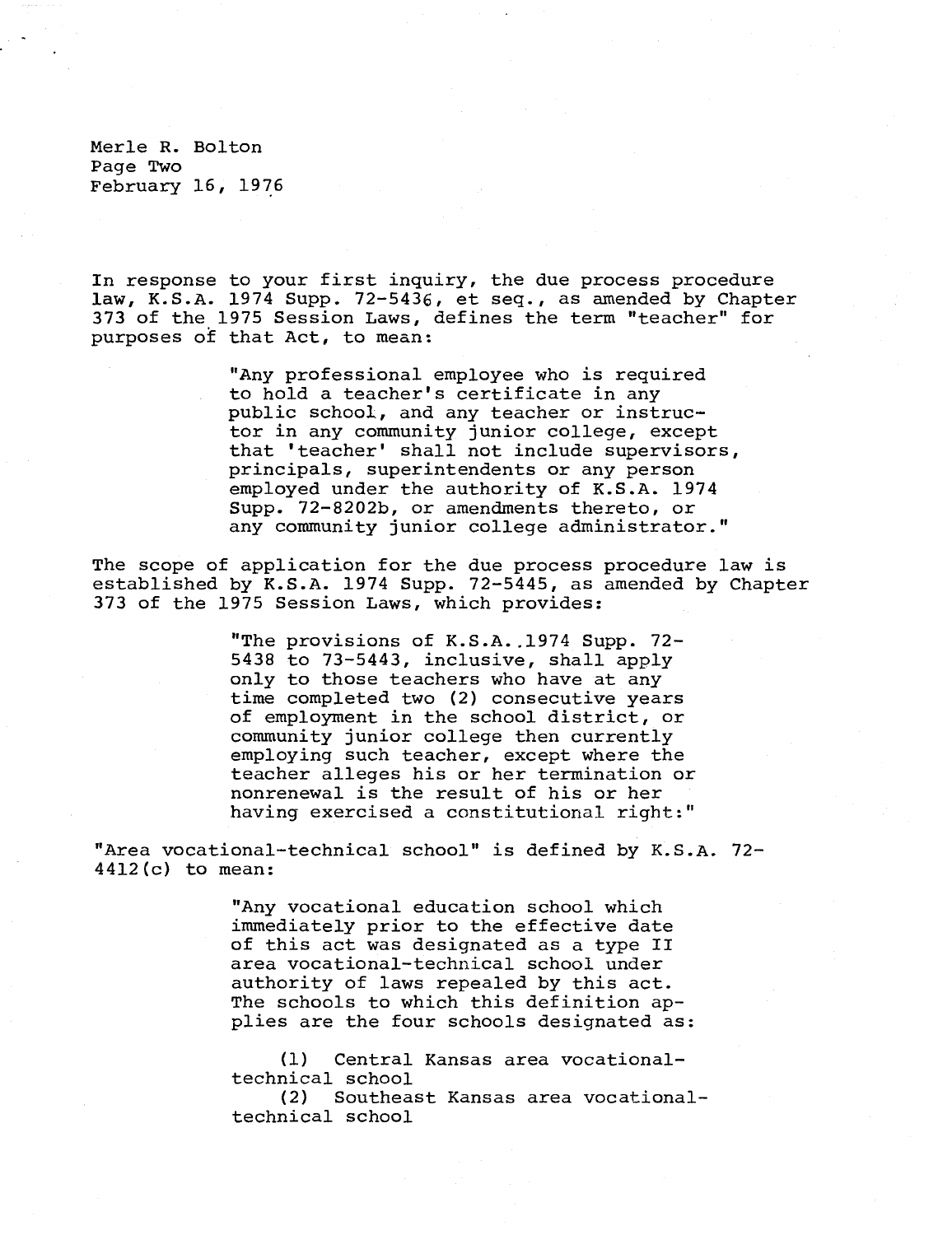In response to your first inquiry, the due process procedure law, K.S.A. 1974 Supp. 72-5436, et seq., as amended by Chapter 373 of the 1975 Session Laws, defines the term "teacher" for purposes of that Act, to mean:

> "Any professional employee who is required to hold a teacher's certificate in any public school, and any teacher or instructor in any community junior college, except that 'teacher' shall not include supervisors, principals, superintendents or any person employed under the authority of K.S.A. 1974 Supp. 72-8202b, or amendments thereto, or any community junior college administrator."

The scope of application for the due process procedure law is established by K.S.A. 1974 Supp. 72-5445, as amended by Chapter 373 of the 1975 Session Laws, which provides:

> "The provisions of K.S.A..1974 Supp. 72-5438 to 73-5443, inclusive, shall apply only to those teachers who have at any time completed two (2) consecutive years of employment in the school district, or community junior college then currently employing such teacher, except where the teacher alleges his or her termination or nonrenewal is the result of his or her having exercised a constitutional right:"

"Area vocational-technical school" is defined by K.S.A. 72-4412(c) to mean:

> "Any vocational education school which immediately prior to the effective date of this act was designated as a type II area vocational-technical school under authority of laws repealed by this act. The schools to which this definition applies are the four schools designated as:
>
> (1) Central Kansas area vocational-technical school
> (2) Southeast Kansas area vocational-technical school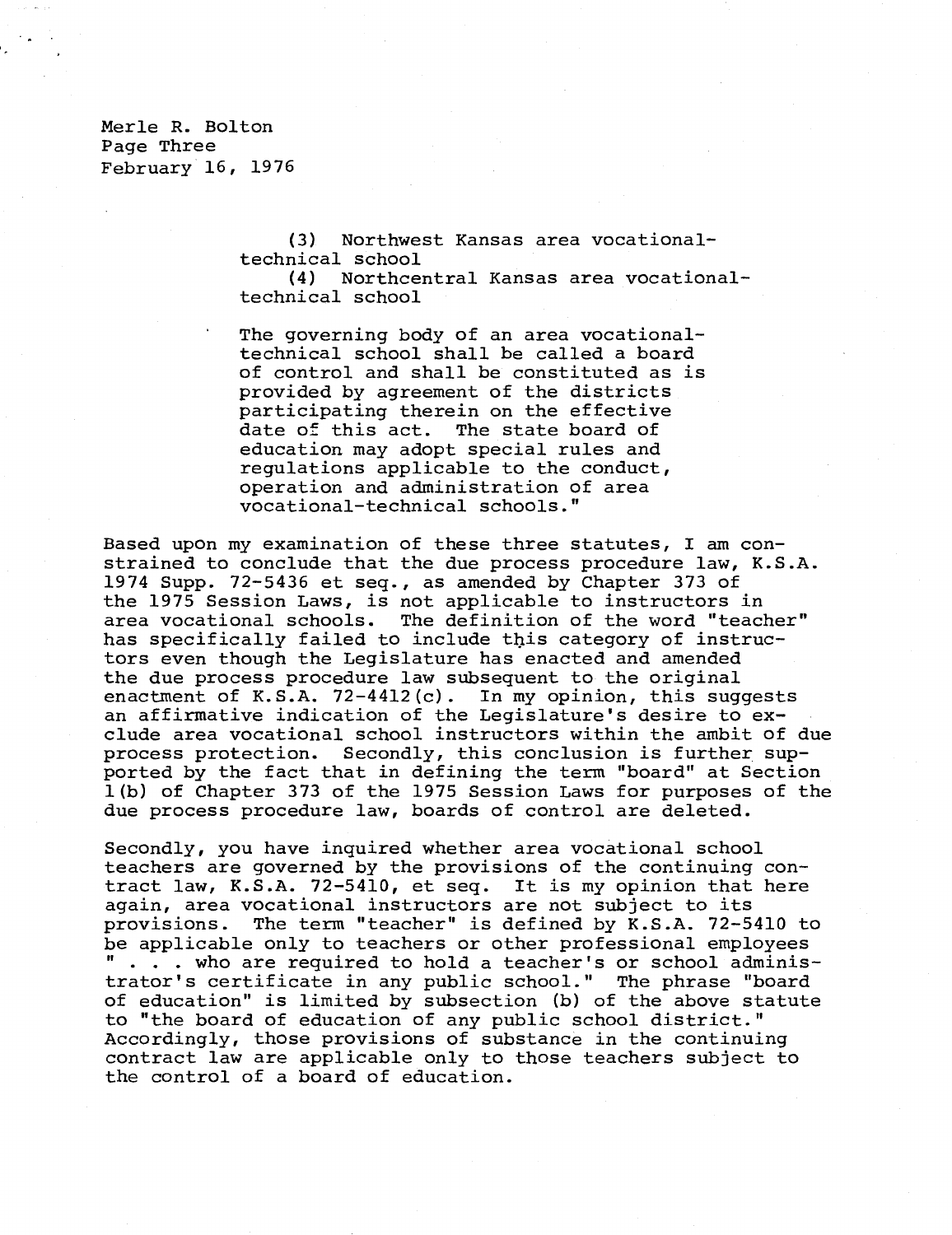> (3) Northwest Kansas area vocational-technical school
> (4) Northcentral Kansas area vocational-technical school
>
> The governing body of an area vocational-technical school shall be called a board of control and shall be constituted as is provided by agreement of the districts participating therein on the effective date of this act. The state board of education may adopt special rules and regulations applicable to the conduct, operation and administration of area vocational-technical schools."

Based upon my examination of these three statutes, I am constrained to conclude that the due process procedure law, K.S.A. 1974 Supp. 72-5436 et seq., as amended by Chapter 373 of the 1975 Session Laws, is not applicable to instructors in area vocational schools. The definition of the word "teacher" has specifically failed to include this category of instructors even though the Legislature has enacted and amended the due process procedure law subsequent to the original enactment of K.S.A. 72-4412(c). In my opinion, this suggests an affirmative indication of the Legislature's desire to exclude area vocational school instructors within the ambit of due process protection. Secondly, this conclusion is further supported by the fact that in defining the term "board" at Section 1(b) of Chapter 373 of the 1975 Session Laws for purposes of the due process procedure law, boards of control are deleted.

Secondly, you have inquired whether area vocational school teachers are governed by the provisions of the continuing contract law, K.S.A. 72-5410, et seq. It is my opinion that here again, area vocational instructors are not subject to its provisions. The term "teacher" is defined by K.S.A. 72-5410 to be applicable only to teachers or other professional employees " . . . who are required to hold a teacher's or school administrator's certificate in any public school." The phrase "board of education" is limited by subsection (b) of the above statute to "the board of education of any public school district." Accordingly, those provisions of substance in the continuing contract law are applicable only to those teachers subject to the control of a board of education.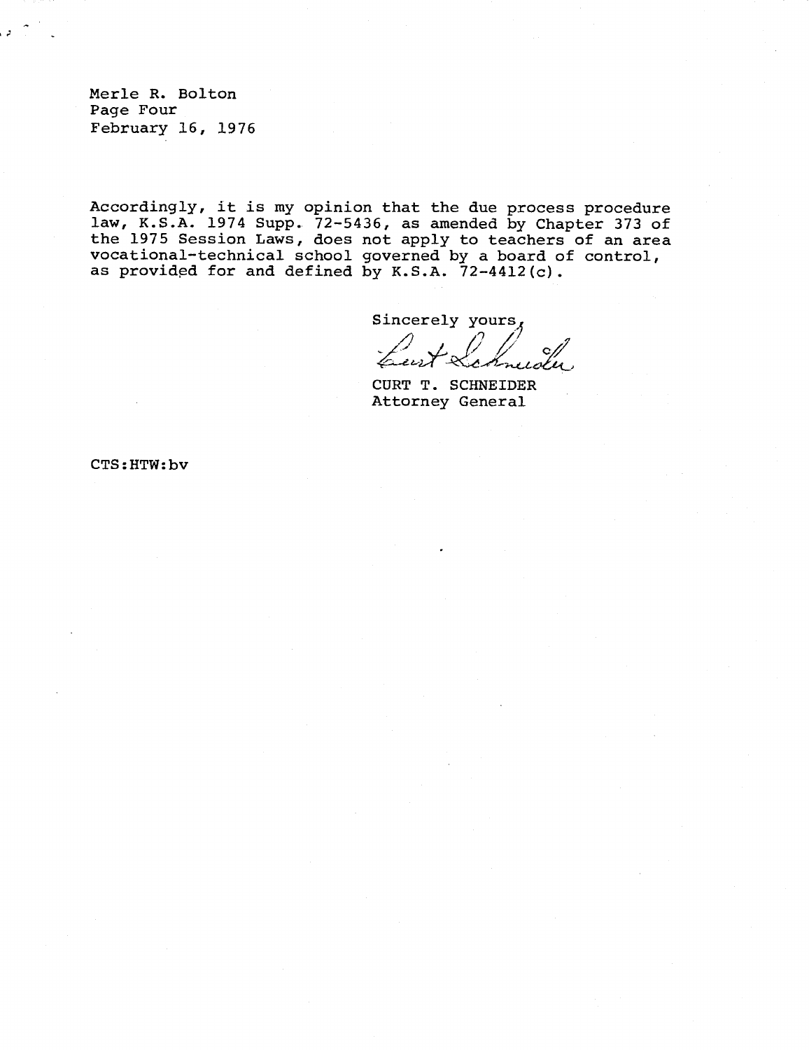Merle R. Bolton
Page Four
February 16, 1976

Accordingly, it is my opinion that the due process procedure law, K.S.A. 1974 Supp. 72-5436, as amended by Chapter 373 of the 1975 Session Laws, does not apply to teachers of an area vocational-technical school governed by a board of control, as provided for and defined by K.S.A. 72-4412(c).

Sincerely yours,

CURT T. SCHNEIDER
Attorney General

CTS:HTW:bv